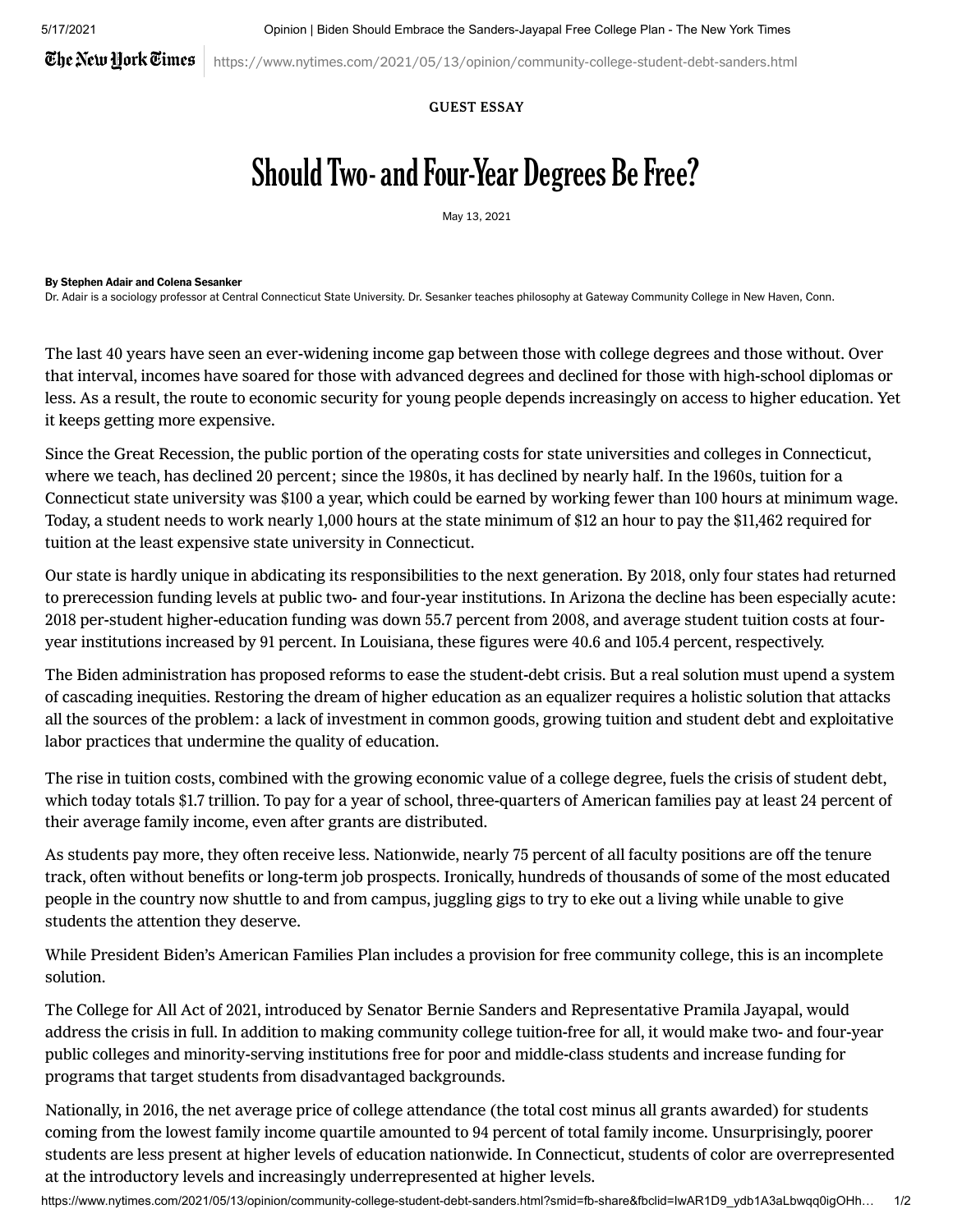GUEST ESSAY

# Should Two- and Four-Year Degrees Be Free?

May 13, 2021

**By Stephen Adair and Colena Sesanker**

Dr. Adair is a sociology professor at Central Connecticut State University. Dr. Sesanker teaches philosophy at Gateway Community College in New Haven, Conn.

The last 40 years have seen an ever-widening income gap between those with college degrees and those without. Over that interval, incomes have soared for those with advanced degrees and declined for those with high-school diplomas or less. As a result, the route to economic security for young people depends increasingly on access to higher education. Yet it keeps getting more expensive.

Since the Great Recession, the public portion of the operating costs for state universities and colleges in Connecticut, where we teach, has declined 20 percent; since the 1980s, it has declined by nearly half. In the 1960s, tuition for a Connecticut state university was $100 a year, which could be earned by working fewer than 100 hours at minimum wage. Today, a student needs to work nearly 1,000 hours at the state minimum of $12 an hour to pay the $11,462 required for tuition at the least expensive state university in Connecticut.

Our state is hardly unique in abdicating its responsibilities to the next generation. By 2018, only four states had returned to prerecession funding levels at public two- and four-year institutions. In Arizona the decline has been especially acute: 2018 per-student higher-education funding was down 55.7 percent from 2008, and average student tuition costs at four-year institutions increased by 91 percent. In Louisiana, these figures were 40.6 and 105.4 percent, respectively.

The Biden administration has proposed reforms to ease the student-debt crisis. But a real solution must upend a system of cascading inequities. Restoring the dream of higher education as an equalizer requires a holistic solution that attacks all the sources of the problem: a lack of investment in common goods, growing tuition and student debt and exploitative labor practices that undermine the quality of education.

The rise in tuition costs, combined with the growing economic value of a college degree, fuels the crisis of student debt, which today totals $1.7 trillion. To pay for a year of school, three-quarters of American families pay at least 24 percent of their average family income, even after grants are distributed.

As students pay more, they often receive less. Nationwide, nearly 75 percent of all faculty positions are off the tenure track, often without benefits or long-term job prospects. Ironically, hundreds of thousands of some of the most educated people in the country now shuttle to and from campus, juggling gigs to try to eke out a living while unable to give students the attention they deserve.

While President Biden's American Families Plan includes a provision for free community college, this is an incomplete solution.

The College for All Act of 2021, introduced by Senator Bernie Sanders and Representative Pramila Jayapal, would address the crisis in full. In addition to making community college tuition-free for all, it would make two- and four-year public colleges and minority-serving institutions free for poor and middle-class students and increase funding for programs that target students from disadvantaged backgrounds.

Nationally, in 2016, the net average price of college attendance (the total cost minus all grants awarded) for students coming from the lowest family income quartile amounted to 94 percent of total family income. Unsurprisingly, poorer students are less present at higher levels of education nationwide. In Connecticut, students of color are overrepresented at the introductory levels and increasingly underrepresented at higher levels.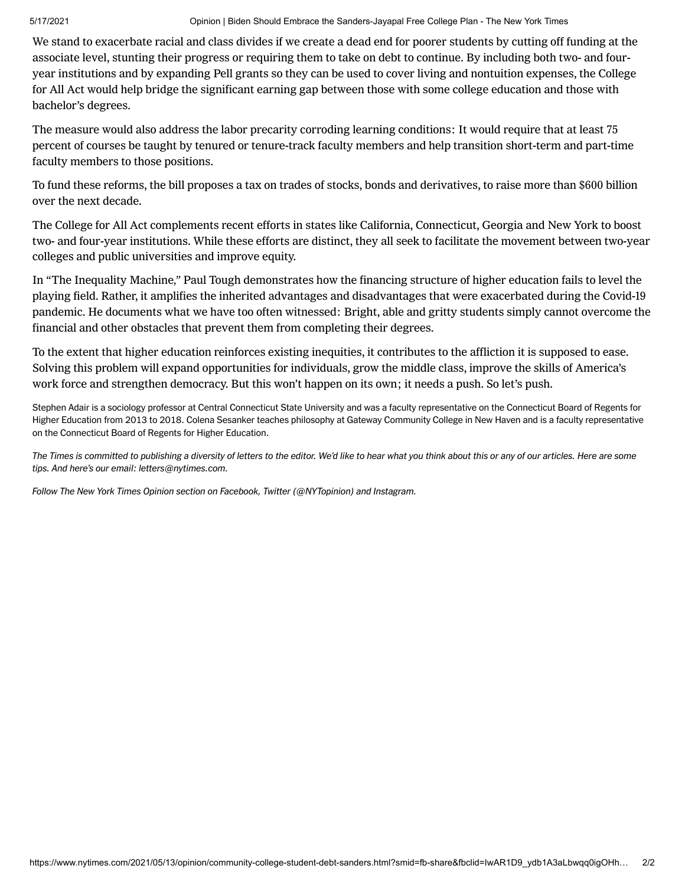We stand to exacerbate racial and class divides if we create a dead end for poorer students by cutting off funding at the associate level, stunting their progress or requiring them to take on debt to continue. By including both two- and four-year institutions and by expanding Pell grants so they can be used to cover living and nontuition expenses, the College for All Act would help bridge the significant earning gap between those with some college education and those with bachelor's degrees.

The measure would also address the labor precarity corroding learning conditions: It would require that at least 75 percent of courses be taught by tenured or tenure-track faculty members and help transition short-term and part-time faculty members to those positions.

To fund these reforms, the bill proposes a tax on trades of stocks, bonds and derivatives, to raise more than $600 billion over the next decade.

The College for All Act complements recent efforts in states like California, Connecticut, Georgia and New York to boost two- and four-year institutions. While these efforts are distinct, they all seek to facilitate the movement between two-year colleges and public universities and improve equity.

In "The Inequality Machine," Paul Tough demonstrates how the financing structure of higher education fails to level the playing field. Rather, it amplifies the inherited advantages and disadvantages that were exacerbated during the Covid-19 pandemic. He documents what we have too often witnessed: Bright, able and gritty students simply cannot overcome the financial and other obstacles that prevent them from completing their degrees.

To the extent that higher education reinforces existing inequities, it contributes to the affliction it is supposed to ease. Solving this problem will expand opportunities for individuals, grow the middle class, improve the skills of America's work force and strengthen democracy. But this won't happen on its own; it needs a push. So let's push.

Stephen Adair is a sociology professor at Central Connecticut State University and was a faculty representative on the Connecticut Board of Regents for Higher Education from 2013 to 2018. Colena Sesanker teaches philosophy at Gateway Community College in New Haven and is a faculty representative on the Connecticut Board of Regents for Higher Education.

*The Times is committed to publishing a diversity of letters to the editor. We'd like to hear what you think about this or any of our articles. Here are some tips. And here's our email: letters@nytimes.com.*

*Follow The New York Times Opinion section on Facebook, Twitter (@NYTopinion) and Instagram.*